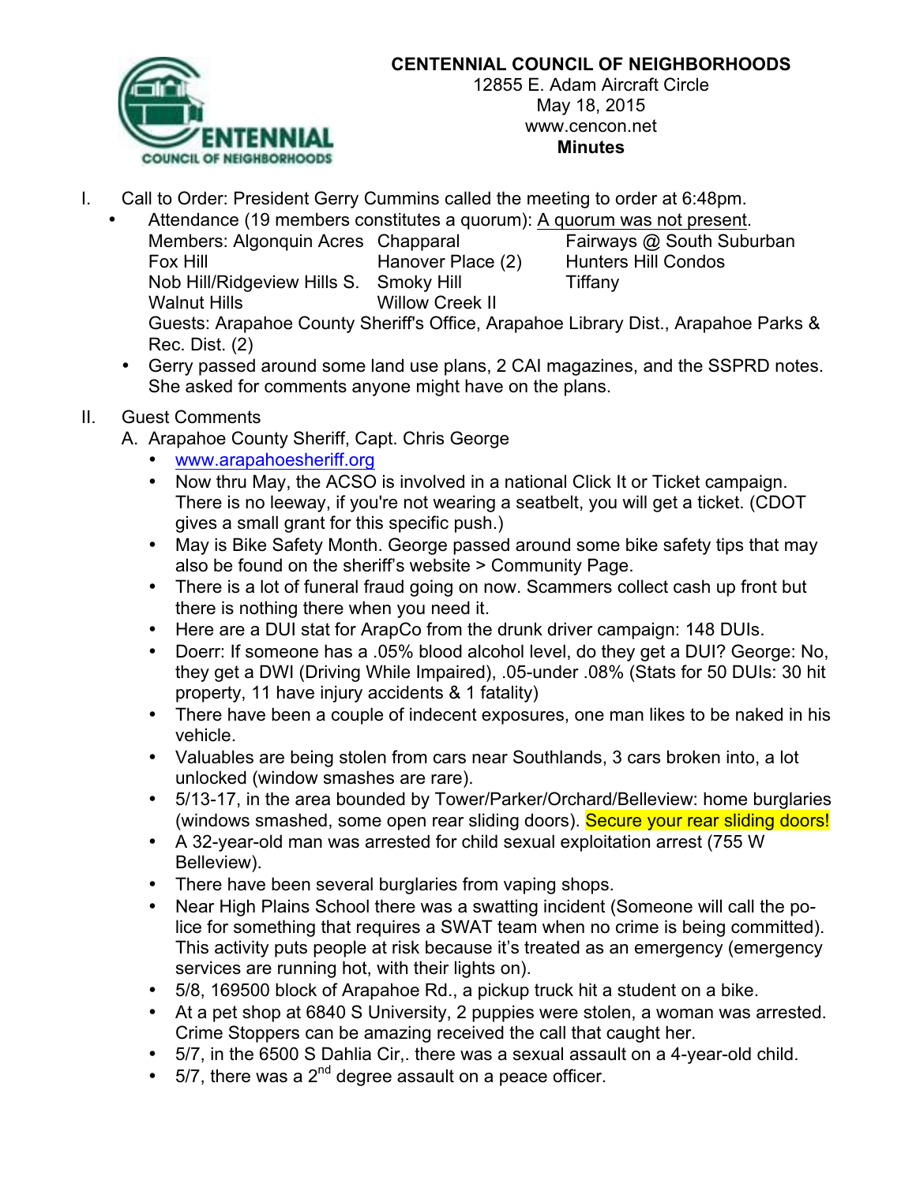# CENTENNIAL COUNCIL OF NEIGHBORHOODS

12855 E. Adam Aircraft Circle
May 18, 2015
www.cencon.net
**Minutes**

I. Call to Order: President Gerry Cummins called the meeting to order at 6:48pm.
   - Attendance (19 members constitutes a quorum): <u>A quorum was not present</u>.
     Members: Algonquin Acres, Chapparal, Fairways @ South Suburban, Fox Hill, Hanover Place (2), Hunters Hill Condos, Nob Hill/Ridgeview Hills S., Smoky Hill, Tiffany, Walnut Hills, Willow Creek II
     Guests: Arapahoe County Sheriff's Office, Arapahoe Library Dist., Arapahoe Parks & Rec. Dist. (2)
   - Gerry passed around some land use plans, 2 CAI magazines, and the SSPRD notes. She asked for comments anyone might have on the plans.

II. Guest Comments

   A. Arapahoe County Sheriff, Capt. Chris George
   - www.arapahoesheriff.org
   - Now thru May, the ACSO is involved in a national Click It or Ticket campaign. There is no leeway, if you're not wearing a seatbelt, you will get a ticket. (CDOT gives a small grant for this specific push.)
   - May is Bike Safety Month. George passed around some bike safety tips that may also be found on the sheriff's website > Community Page.
   - There is a lot of funeral fraud going on now. Scammers collect cash up front but there is nothing there when you need it.
   - Here are a DUI stat for ArapCo from the drunk driver campaign: 148 DUIs.
   - Doerr: If someone has a .05% blood alcohol level, do they get a DUI? George: No, they get a DWI (Driving While Impaired), .05-under .08% (Stats for 50 DUIs: 30 hit property, 11 have injury accidents & 1 fatality)
   - There have been a couple of indecent exposures, one man likes to be naked in his vehicle.
   - Valuables are being stolen from cars near Southlands, 3 cars broken into, a lot unlocked (window smashes are rare).
   - 5/13-17, in the area bounded by Tower/Parker/Orchard/Belleview: home burglaries (windows smashed, some open rear sliding doors). Secure your rear sliding doors!
   - A 32-year-old man was arrested for child sexual exploitation arrest (755 W Belleview).
   - There have been several burglaries from vaping shops.
   - Near High Plains School there was a swatting incident (Someone will call the police for something that requires a SWAT team when no crime is being committed). This activity puts people at risk because it's treated as an emergency (emergency services are running hot, with their lights on).
   - 5/8, 169500 block of Arapahoe Rd., a pickup truck hit a student on a bike.
   - At a pet shop at 6840 S University, 2 puppies were stolen, a woman was arrested. Crime Stoppers can be amazing received the call that caught her.
   - 5/7, in the 6500 S Dahlia Cir,. there was a sexual assault on a 4-year-old child.
   - 5/7, there was a 2nd degree assault on a peace officer.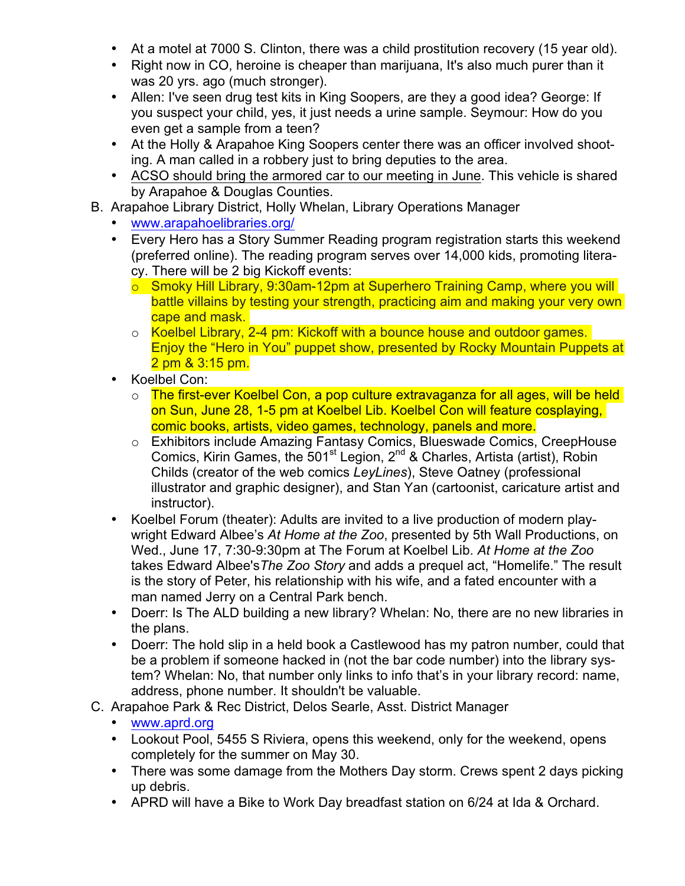- At a motel at 7000 S. Clinton, there was a child prostitution recovery (15 year old).
- Right now in CO, heroine is cheaper than marijuana, It's also much purer than it was 20 yrs. ago (much stronger).
- Allen: I've seen drug test kits in King Soopers, are they a good idea? George: If you suspect your child, yes, it just needs a urine sample. Seymour: How do you even get a sample from a teen?
- At the Holly & Arapahoe King Soopers center there was an officer involved shooting. A man called in a robbery just to bring deputies to the area.
- <u>ACSO should bring the armored car to our meeting in June</u>. This vehicle is shared by Arapahoe & Douglas Counties.

B. Arapahoe Library District, Holly Whelan, Library Operations Manager

- [www.arapahoelibraries.org/](www.arapahoelibraries.org/)
- Every Hero has a Story Summer Reading program registration starts this weekend (preferred online). The reading program serves over 14,000 kids, promoting literacy. There will be 2 big Kickoff events:
  - Smoky Hill Library, 9:30am-12pm at Superhero Training Camp, where you will battle villains by testing your strength, practicing aim and making your very own cape and mask.
  - Koelbel Library, 2-4 pm: Kickoff with a bounce house and outdoor games. Enjoy the "Hero in You" puppet show, presented by Rocky Mountain Puppets at 2 pm & 3:15 pm.
- Koelbel Con:
  - The first-ever Koelbel Con, a pop culture extravaganza for all ages, will be held on Sun, June 28, 1-5 pm at Koelbel Lib. Koelbel Con will feature cosplaying, comic books, artists, video games, technology, panels and more.
  - Exhibitors include Amazing Fantasy Comics, Blueswade Comics, CreepHouse Comics, Kirin Games, the 501st Legion, 2nd & Charles, Artista (artist), Robin Childs (creator of the web comics *LeyLines*), Steve Oatney (professional illustrator and graphic designer), and Stan Yan (cartoonist, caricature artist and instructor).
- Koelbel Forum (theater): Adults are invited to a live production of modern playwright Edward Albee's *At Home at the Zoo*, presented by 5th Wall Productions, on Wed., June 17, 7:30-9:30pm at The Forum at Koelbel Lib. *At Home at the Zoo* takes Edward Albee's *The Zoo Story* and adds a prequel act, "Homelife." The result is the story of Peter, his relationship with his wife, and a fated encounter with a man named Jerry on a Central Park bench.
- Doerr: Is The ALD building a new library? Whelan: No, there are no new libraries in the plans.
- Doerr: The hold slip in a held book a Castlewood has my patron number, could that be a problem if someone hacked in (not the bar code number) into the library system? Whelan: No, that number only links to info that's in your library record: name, address, phone number. It shouldn't be valuable.

C. Arapahoe Park & Rec District, Delos Searle, Asst. District Manager

- [www.aprd.org](www.aprd.org)
- Lookout Pool, 5455 S Riviera, opens this weekend, only for the weekend, opens completely for the summer on May 30.
- There was some damage from the Mothers Day storm. Crews spent 2 days picking up debris.
- APRD will have a Bike to Work Day breadfast station on 6/24 at Ida & Orchard.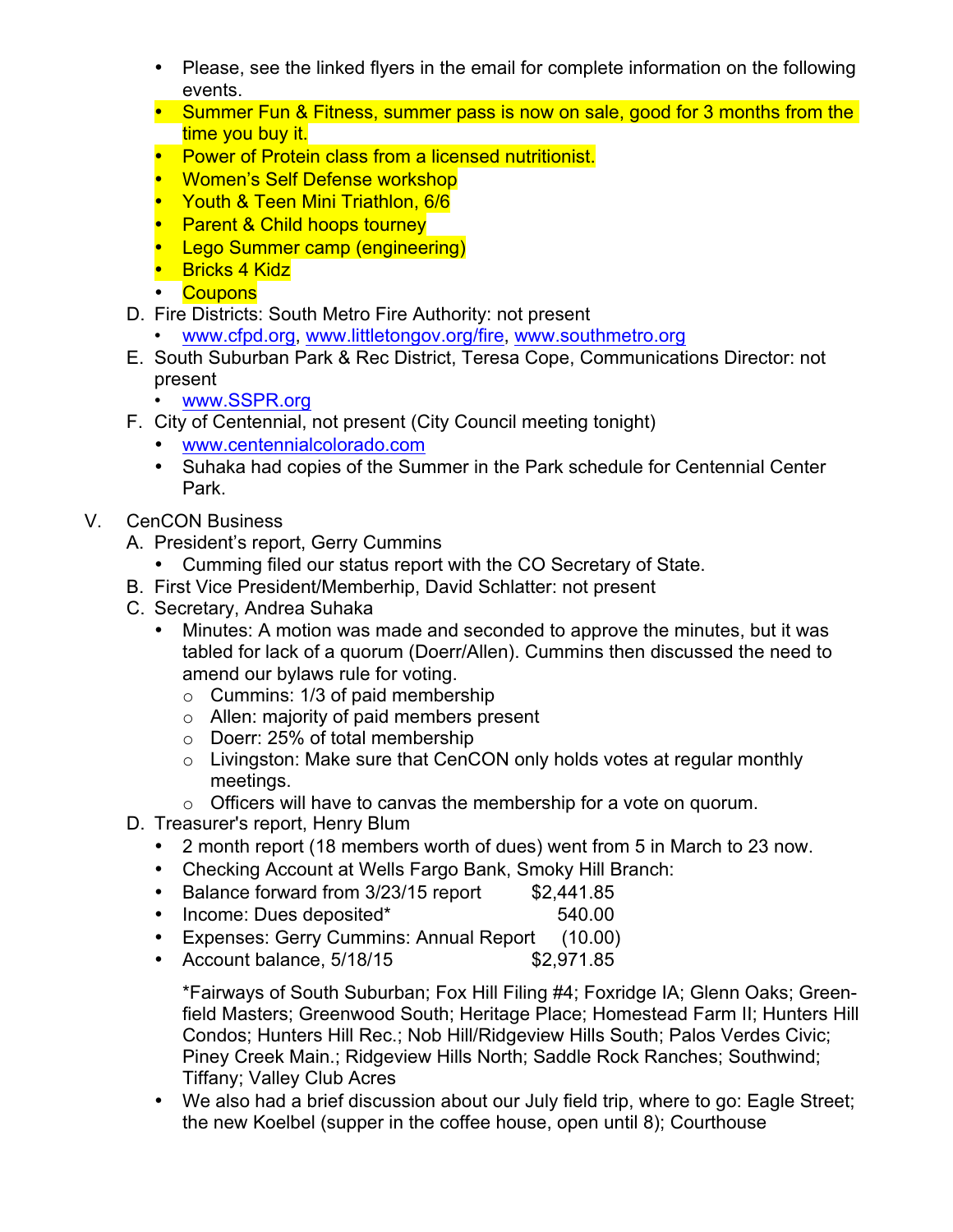- Please, see the linked flyers in the email for complete information on the following events.
- Summer Fun & Fitness, summer pass is now on sale, good for 3 months from the time you buy it.
- Power of Protein class from a licensed nutritionist.
- Women's Self Defense workshop
- Youth & Teen Mini Triathlon, 6/6
- Parent & Child hoops tourney
- Lego Summer camp (engineering)
- Bricks 4 Kidz
- Coupons

D. Fire Districts: South Metro Fire Authority: not present
   - www.cfpd.org, www.littletongov.org/fire, www.southmetro.org

E. South Suburban Park & Rec District, Teresa Cope, Communications Director: not present
   - www.SSPR.org

F. City of Centennial, not present (City Council meeting tonight)
   - www.centennialcolorado.com
   - Suhaka had copies of the Summer in the Park schedule for Centennial Center Park.

V. CenCON Business

A. President's report, Gerry Cummins
   - Cumming filed our status report with the CO Secretary of State.

B. First Vice President/Memberhip, David Schlatter: not present

C. Secretary, Andrea Suhaka
   - Minutes: A motion was made and seconded to approve the minutes, but it was tabled for lack of a quorum (Doerr/Allen). Cummins then discussed the need to amend our bylaws rule for voting.
     - Cummins: 1/3 of paid membership
     - Allen: majority of paid members present
     - Doerr: 25% of total membership
     - Livingston: Make sure that CenCON only holds votes at regular monthly meetings.
     - Officers will have to canvas the membership for a vote on quorum.

D. Treasurer's report, Henry Blum
   - 2 month report (18 members worth of dues) went from 5 in March to 23 now.
   - Checking Account at Wells Fargo Bank, Smoky Hill Branch:
   - Balance forward from 3/23/15 report $2,441.85
   - Income: Dues deposited* 540.00
   - Expenses: Gerry Cummins: Annual Report (10.00)
   - Account balance, 5/18/15 $2,971.85

   *Fairways of South Suburban; Fox Hill Filing #4; Foxridge IA; Glenn Oaks; Greenfield Masters; Greenwood South; Heritage Place; Homestead Farm II; Hunters Hill Condos; Hunters Hill Rec.; Nob Hill/Ridgeview Hills South; Palos Verdes Civic; Piney Creek Main.; Ridgeview Hills North; Saddle Rock Ranches; Southwind; Tiffany; Valley Club Acres

   - We also had a brief discussion about our July field trip, where to go: Eagle Street; the new Koelbel (supper in the coffee house, open until 8); Courthouse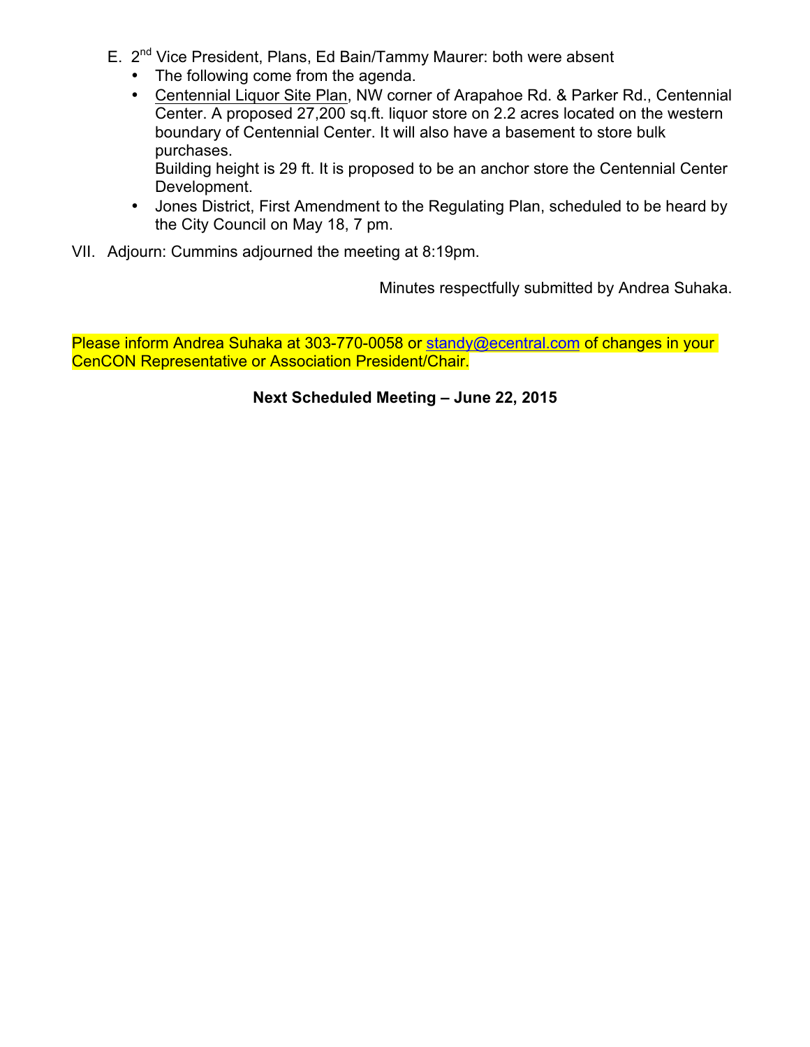E. 2nd Vice President, Plans, Ed Bain/Tammy Maurer: both were absent
- The following come from the agenda.
- Centennial Liquor Site Plan, NW corner of Arapahoe Rd. & Parker Rd., Centennial Center. A proposed 27,200 sq.ft. liquor store on 2.2 acres located on the western boundary of Centennial Center. It will also have a basement to store bulk purchases.
  Building height is 29 ft. It is proposed to be an anchor store the Centennial Center Development.
- Jones District, First Amendment to the Regulating Plan, scheduled to be heard by the City Council on May 18, 7 pm.

VII. Adjourn: Cummins adjourned the meeting at 8:19pm.

Minutes respectfully submitted by Andrea Suhaka.

Please inform Andrea Suhaka at 303-770-0058 or standy@ecentral.com of changes in your CenCON Representative or Association President/Chair.

**Next Scheduled Meeting – June 22, 2015**